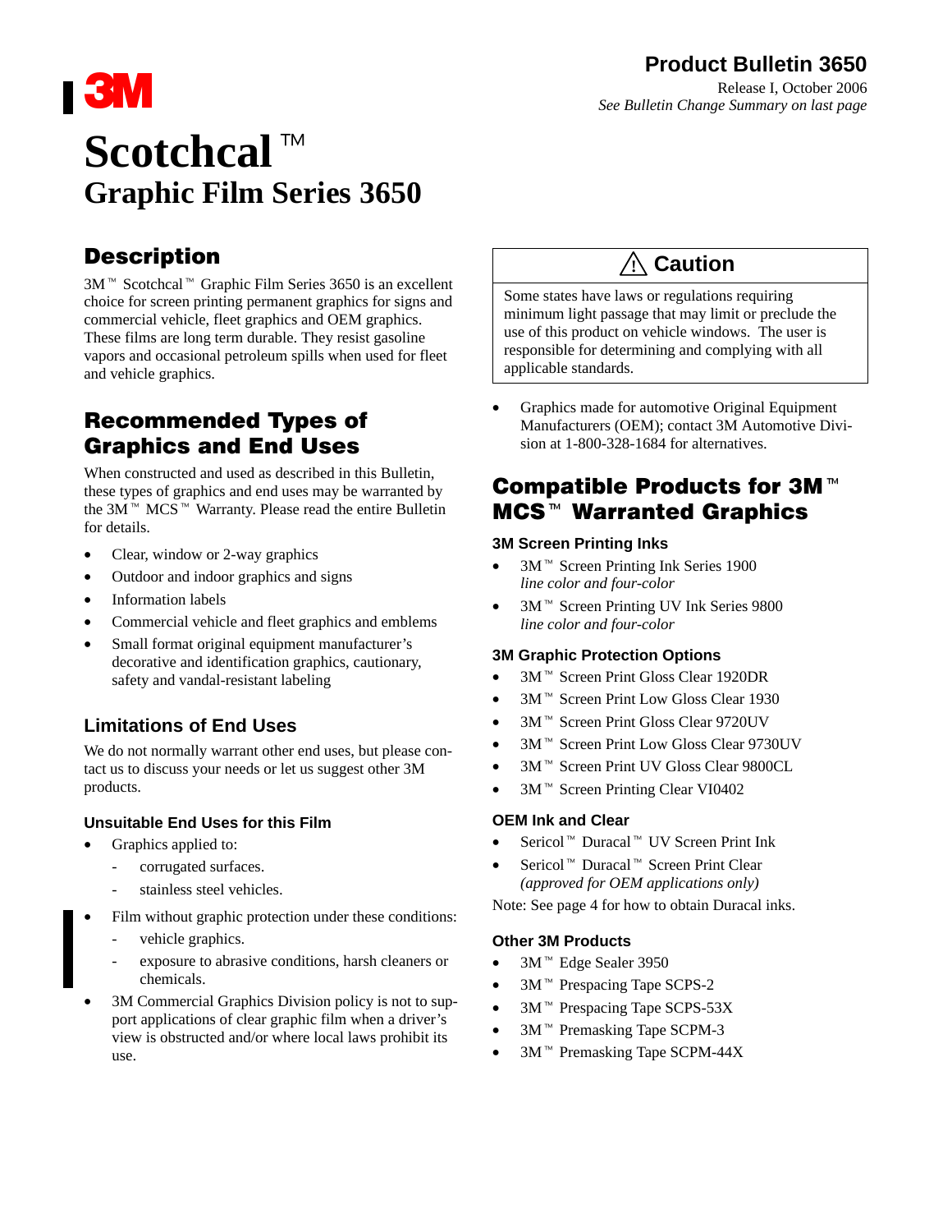**3M**

# Product Bulletin 3650

Release I, October 2006
*See Bulletin Change Summary on last page*

# Scotchcal ™
# Graphic Film Series 3650

## Description

3M™ Scotchcal™ Graphic Film Series 3650 is an excellent choice for screen printing permanent graphics for signs and commercial vehicle, fleet graphics and OEM graphics. These films are long term durable. They resist gasoline vapors and occasional petroleum spills when used for fleet and vehicle graphics.

## Recommended Types of Graphics and End Uses

When constructed and used as described in this Bulletin, these types of graphics and end uses may be warranted by the 3M™ MCS™ Warranty. Please read the entire Bulletin for details.

- Clear, window or 2-way graphics
- Outdoor and indoor graphics and signs
- Information labels
- Commercial vehicle and fleet graphics and emblems
- Small format original equipment manufacturer's decorative and identification graphics, cautionary, safety and vandal-resistant labeling

### Limitations of End Uses

We do not normally warrant other end uses, but please contact us to discuss your needs or let us suggest other 3M products.

#### Unsuitable End Uses for this Film

- Graphics applied to:
  - corrugated surfaces.
  - stainless steel vehicles.
- Film without graphic protection under these conditions:
  - vehicle graphics.
  - exposure to abrasive conditions, harsh cleaners or chemicals.
- 3M Commercial Graphics Division policy is not to support applications of clear graphic film when a driver's view is obstructed and/or where local laws prohibit its use.

> **⚠ Caution**
>
> Some states have laws or regulations requiring minimum light passage that may limit or preclude the use of this product on vehicle windows. The user is responsible for determining and complying with all applicable standards.

- Graphics made for automotive Original Equipment Manufacturers (OEM); contact 3M Automotive Division at 1-800-328-1684 for alternatives.

## Compatible Products for 3M™ MCS™ Warranted Graphics

#### 3M Screen Printing Inks

- 3M™ Screen Printing Ink Series 1900
  *line color and four-color*
- 3M™ Screen Printing UV Ink Series 9800
  *line color and four-color*

#### 3M Graphic Protection Options

- 3M™ Screen Print Gloss Clear 1920DR
- 3M™ Screen Print Low Gloss Clear 1930
- 3M™ Screen Print Gloss Clear 9720UV
- 3M™ Screen Print Low Gloss Clear 9730UV
- 3M™ Screen Print UV Gloss Clear 9800CL
- 3M™ Screen Printing Clear VI0402

#### OEM Ink and Clear

- Sericol™ Duracal™ UV Screen Print Ink
- Sericol™ Duracal™ Screen Print Clear
  *(approved for OEM applications only)*

Note: See page 4 for how to obtain Duracal inks.

#### Other 3M Products

- 3M™ Edge Sealer 3950
- 3M™ Prespacing Tape SCPS-2
- 3M™ Prespacing Tape SCPS-53X
- 3M™ Premasking Tape SCPM-3
- 3M™ Premasking Tape SCPM-44X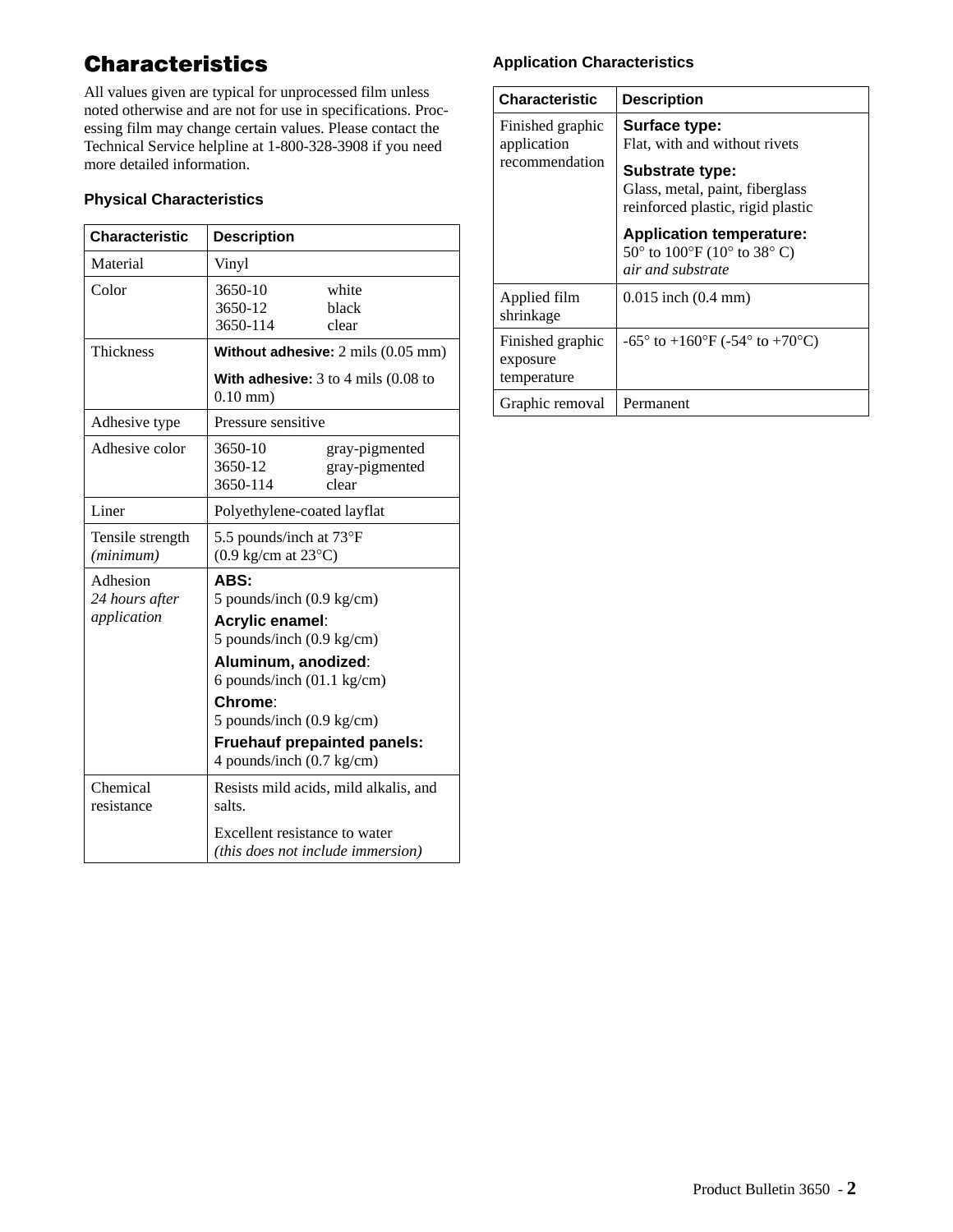# Characteristics

All values given are typical for unprocessed film unless noted otherwise and are not for use in specifications. Processing film may change certain values. Please contact the Technical Service helpline at 1-800-328-3908 if you need more detailed information.

### Physical Characteristics

| Characteristic | Description |
|---|---|
| Material | Vinyl |
| Color | 3650-10 white<br>3650-12 black<br>3650-114 clear |
| Thickness | **Without adhesive:** 2 mils (0.05 mm)<br>**With adhesive:** 3 to 4 mils (0.08 to 0.10 mm) |
| Adhesive type | Pressure sensitive |
| Adhesive color | 3650-10 gray-pigmented<br>3650-12 gray-pigmented<br>3650-114 clear |
| Liner | Polyethylene-coated layflat |
| Tensile strength *(minimum)* | 5.5 pounds/inch at 73°F (0.9 kg/cm at 23°C) |
| Adhesion *24 hours after application* | **ABS:** 5 pounds/inch (0.9 kg/cm)<br>**Acrylic enamel**: 5 pounds/inch (0.9 kg/cm)<br>**Aluminum, anodized**: 6 pounds/inch (01.1 kg/cm)<br>**Chrome**: 5 pounds/inch (0.9 kg/cm)<br>**Fruehauf prepainted panels:** 4 pounds/inch (0.7 kg/cm) |
| Chemical resistance | Resists mild acids, mild alkalis, and salts.<br>Excellent resistance to water *(this does not include immersion)* |

### Application Characteristics

| Characteristic | Description |
|---|---|
| Finished graphic application recommendation | **Surface type:** Flat, with and without rivets<br>**Substrate type:** Glass, metal, paint, fiberglass reinforced plastic, rigid plastic<br>**Application temperature:** 50° to 100°F (10° to 38° C) *air and substrate* |
| Applied film shrinkage | 0.015 inch (0.4 mm) |
| Finished graphic exposure temperature | -65° to +160°F (-54° to +70°C) |
| Graphic removal | Permanent |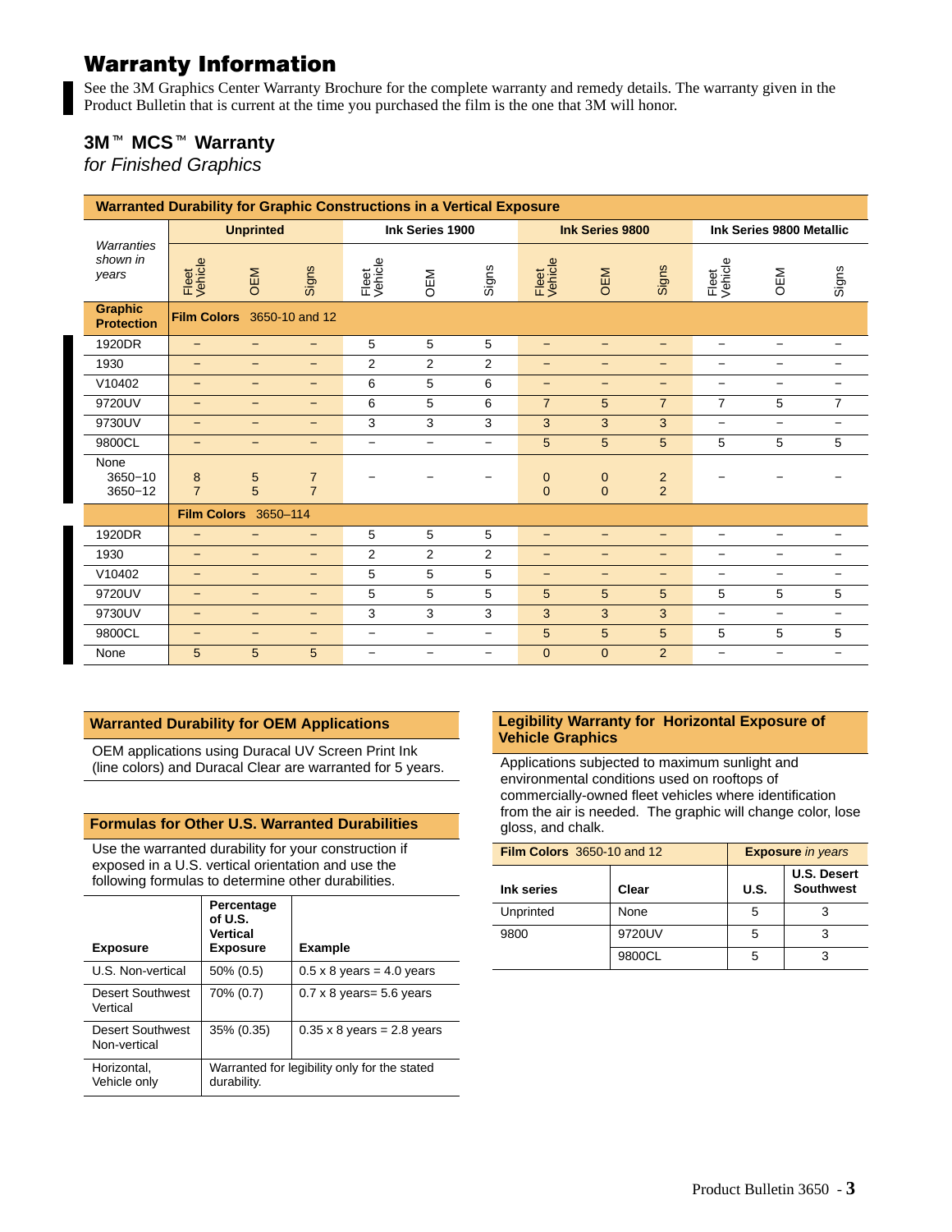# Warranty Information

See the 3M Graphics Center Warranty Brochure for the complete warranty and remedy details. The warranty given in the Product Bulletin that is current at the time you purchased the film is the one that 3M will honor.

## 3M™ MCS™ Warranty

*for Finished Graphics*

**Warranted Durability for Graphic Constructions in a Vertical Exposure**

| *Warranties shown in years* | Unprinted | | | Ink Series 1900 | | | Ink Series 9800 | | | Ink Series 9800 Metallic | | |
|---|---|---|---|---|---|---|---|---|---|---|---|---|
| | Fleet Vehicle | OEM | Signs | Fleet Vehicle | OEM | Signs | Fleet Vehicle | OEM | Signs | Fleet Vehicle | OEM | Signs |
| **Graphic Protection** | **Film Colors** 3650-10 and 12 | | | | | | | | | | | |
| 1920DR | – | – | – | 5 | 5 | 5 | – | – | – | – | – | – |
| 1930 | – | – | – | 2 | 2 | 2 | – | – | – | – | – | – |
| V10402 | – | – | – | 6 | 5 | 6 | – | – | – | – | – | – |
| 9720UV | – | – | – | 6 | 5 | 6 | 7 | 5 | 7 | 7 | 5 | 7 |
| 9730UV | – | – | – | 3 | 3 | 3 | 3 | 3 | 3 | – | – | – |
| 9800CL | – | – | – | – | – | – | 5 | 5 | 5 | 5 | 5 | 5 |
| None 3650–10 3650–12 | 8 7 | 5 5 | 7 7 | – | – | – | 0 0 | 0 0 | 2 2 | – | – | – |
| | **Film Colors** 3650–114 | | | | | | | | | | | |
| 1920DR | – | – | – | 5 | 5 | 5 | – | – | – | – | – | – |
| 1930 | – | – | – | 2 | 2 | 2 | – | – | – | – | – | – |
| V10402 | – | – | – | 5 | 5 | 5 | – | – | – | – | – | – |
| 9720UV | – | – | – | 5 | 5 | 5 | 5 | 5 | 5 | 5 | 5 | 5 |
| 9730UV | – | – | – | 3 | 3 | 3 | 3 | 3 | 3 | – | – | – |
| 9800CL | – | – | – | – | – | – | 5 | 5 | 5 | 5 | 5 | 5 |
| None | 5 | 5 | 5 | – | – | – | 0 | 0 | 2 | – | – | – |

### Warranted Durability for OEM Applications

OEM applications using Duracal UV Screen Print Ink (line colors) and Duracal Clear are warranted for 5 years.

### Formulas for Other U.S. Warranted Durabilities

Use the warranted durability for your construction if exposed in a U.S. vertical orientation and use the following formulas to determine other durabilities.

| Exposure | Percentage of U.S. Vertical Exposure | Example |
|---|---|---|
| U.S. Non-vertical | 50% (0.5) | 0.5 x 8 years = 4.0 years |
| Desert Southwest Vertical | 70% (0.7) | 0.7 x 8 years= 5.6 years |
| Desert Southwest Non-vertical | 35% (0.35) | 0.35 x 8 years = 2.8 years |
| Horizontal, Vehicle only | Warranted for legibility only for the stated durability. | |

### Legibility Warranty for Horizontal Exposure of Vehicle Graphics

Applications subjected to maximum sunlight and environmental conditions used on rooftops of commercially-owned fleet vehicles where identification from the air is needed. The graphic will change color, lose gloss, and chalk.

| **Film Colors** 3650-10 and 12 | | **Exposure** *in years* | |
|---|---|---|---|
| Ink series | Clear | U.S. | U.S. Desert Southwest |
| Unprinted | None | 5 | 3 |
| 9800 | 9720UV | 5 | 3 |
| | 9800CL | 5 | 3 |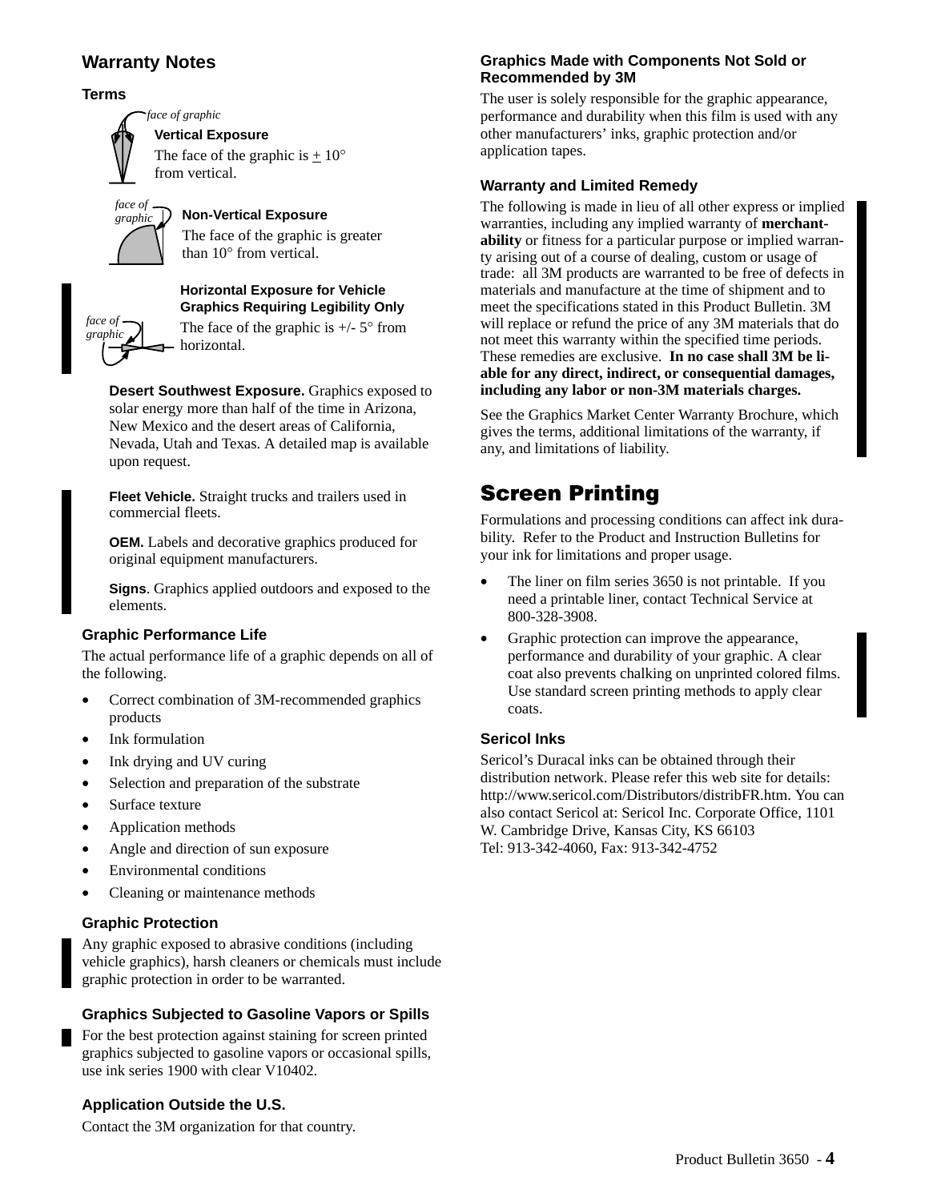## Warranty Notes

### Terms

face of graphic

**Vertical Exposure**

The face of the graphic is ± 10° from vertical.

face of graphic

**Non-Vertical Exposure**

The face of the graphic is greater than 10° from vertical.

**Horizontal Exposure for Vehicle Graphics Requiring Legibility Only**

face of graphic

The face of the graphic is +/- 5° from horizontal.

**Desert Southwest Exposure.** Graphics exposed to solar energy more than half of the time in Arizona, New Mexico and the desert areas of California, Nevada, Utah and Texas. A detailed map is available upon request.

**Fleet Vehicle.** Straight trucks and trailers used in commercial fleets.

**OEM.** Labels and decorative graphics produced for original equipment manufacturers.

**Signs**. Graphics applied outdoors and exposed to the elements.

### Graphic Performance Life

The actual performance life of a graphic depends on all of the following.

- Correct combination of 3M-recommended graphics products
- Ink formulation
- Ink drying and UV curing
- Selection and preparation of the substrate
- Surface texture
- Application methods
- Angle and direction of sun exposure
- Environmental conditions
- Cleaning or maintenance methods

### Graphic Protection

Any graphic exposed to abrasive conditions (including vehicle graphics), harsh cleaners or chemicals must include graphic protection in order to be warranted.

### Graphics Subjected to Gasoline Vapors or Spills

For the best protection against staining for screen printed graphics subjected to gasoline vapors or occasional spills, use ink series 1900 with clear V10402.

### Application Outside the U.S.

Contact the 3M organization for that country.

### Graphics Made with Components Not Sold or Recommended by 3M

The user is solely responsible for the graphic appearance, performance and durability when this film is used with any other manufacturers' inks, graphic protection and/or application tapes.

### Warranty and Limited Remedy

The following is made in lieu of all other express or implied warranties, including any implied warranty of **merchantability** or fitness for a particular purpose or implied warranty arising out of a course of dealing, custom or usage of trade: all 3M products are warranted to be free of defects in materials and manufacture at the time of shipment and to meet the specifications stated in this Product Bulletin. 3M will replace or refund the price of any 3M materials that do not meet this warranty within the specified time periods. These remedies are exclusive. **In no case shall 3M be liable for any direct, indirect, or consequential damages, including any labor or non-3M materials charges.**

See the Graphics Market Center Warranty Brochure, which gives the terms, additional limitations of the warranty, if any, and limitations of liability.

## Screen Printing

Formulations and processing conditions can affect ink durability. Refer to the Product and Instruction Bulletins for your ink for limitations and proper usage.

- The liner on film series 3650 is not printable. If you need a printable liner, contact Technical Service at 800-328-3908.
- Graphic protection can improve the appearance, performance and durability of your graphic. A clear coat also prevents chalking on unprinted colored films. Use standard screen printing methods to apply clear coats.

### Sericol Inks

Sericol's Duracal inks can be obtained through their distribution network. Please refer this web site for details: http://www.sericol.com/Distributors/distribFR.htm. You can also contact Sericol at: Sericol Inc. Corporate Office, 1101 W. Cambridge Drive, Kansas City, KS 66103
Tel: 913-342-4060, Fax: 913-342-4752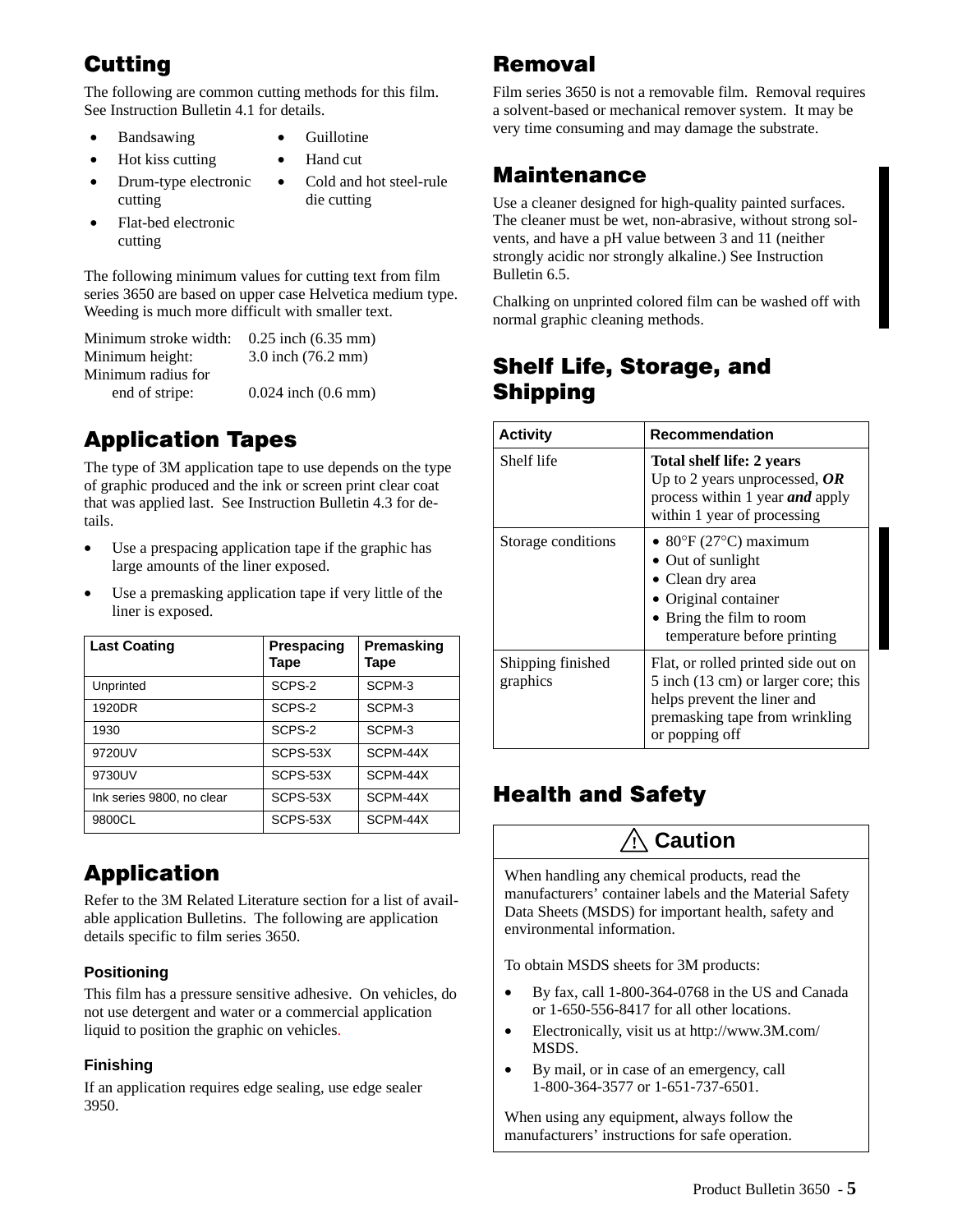## Cutting

The following are common cutting methods for this film. See Instruction Bulletin 4.1 for details.

- Bandsawing
- Hot kiss cutting
- Drum-type electronic cutting
- Flat-bed electronic cutting
- Guillotine
- Hand cut
- Cold and hot steel-rule die cutting

The following minimum values for cutting text from film series 3650 are based on upper case Helvetica medium type. Weeding is much more difficult with smaller text.

Minimum stroke width: 0.25 inch (6.35 mm)
Minimum height: 3.0 inch (76.2 mm)
Minimum radius for end of stripe: 0.024 inch (0.6 mm)

## Application Tapes

The type of 3M application tape to use depends on the type of graphic produced and the ink or screen print clear coat that was applied last. See Instruction Bulletin 4.3 for details.

- Use a prespacing application tape if the graphic has large amounts of the liner exposed.
- Use a premasking application tape if very little of the liner is exposed.

| Last Coating | Prespacing Tape | Premasking Tape |
|---|---|---|
| Unprinted | SCPS-2 | SCPM-3 |
| 1920DR | SCPS-2 | SCPM-3 |
| 1930 | SCPS-2 | SCPM-3 |
| 9720UV | SCPS-53X | SCPM-44X |
| 9730UV | SCPS-53X | SCPM-44X |
| Ink series 9800, no clear | SCPS-53X | SCPM-44X |
| 9800CL | SCPS-53X | SCPM-44X |

## Application

Refer to the 3M Related Literature section for a list of available application Bulletins. The following are application details specific to film series 3650.

### Positioning

This film has a pressure sensitive adhesive. On vehicles, do not use detergent and water or a commercial application liquid to position the graphic on vehicles.

### Finishing

If an application requires edge sealing, use edge sealer 3950.

## Removal

Film series 3650 is not a removable film. Removal requires a solvent-based or mechanical remover system. It may be very time consuming and may damage the substrate.

## Maintenance

Use a cleaner designed for high-quality painted surfaces. The cleaner must be wet, non-abrasive, without strong solvents, and have a pH value between 3 and 11 (neither strongly acidic nor strongly alkaline.) See Instruction Bulletin 6.5.

Chalking on unprinted colored film can be washed off with normal graphic cleaning methods.

## Shelf Life, Storage, and Shipping

| Activity | Recommendation |
|---|---|
| Shelf life | **Total shelf life: 2 years**<br>Up to 2 years unprocessed, ***OR*** process within 1 year ***and*** apply within 1 year of processing |
| Storage conditions | • 80°F (27°C) maximum<br>• Out of sunlight<br>• Clean dry area<br>• Original container<br>• Bring the film to room temperature before printing |
| Shipping finished graphics | Flat, or rolled printed side out on 5 inch (13 cm) or larger core; this helps prevent the liner and premasking tape from wrinkling or popping off |

## Health and Safety

**⚠ Caution**

When handling any chemical products, read the manufacturers' container labels and the Material Safety Data Sheets (MSDS) for important health, safety and environmental information.

To obtain MSDS sheets for 3M products:

- By fax, call 1-800-364-0768 in the US and Canada or 1-650-556-8417 for all other locations.
- Electronically, visit us at http://www.3M.com/MSDS.
- By mail, or in case of an emergency, call 1-800-364-3577 or 1-651-737-6501.

When using any equipment, always follow the manufacturers' instructions for safe operation.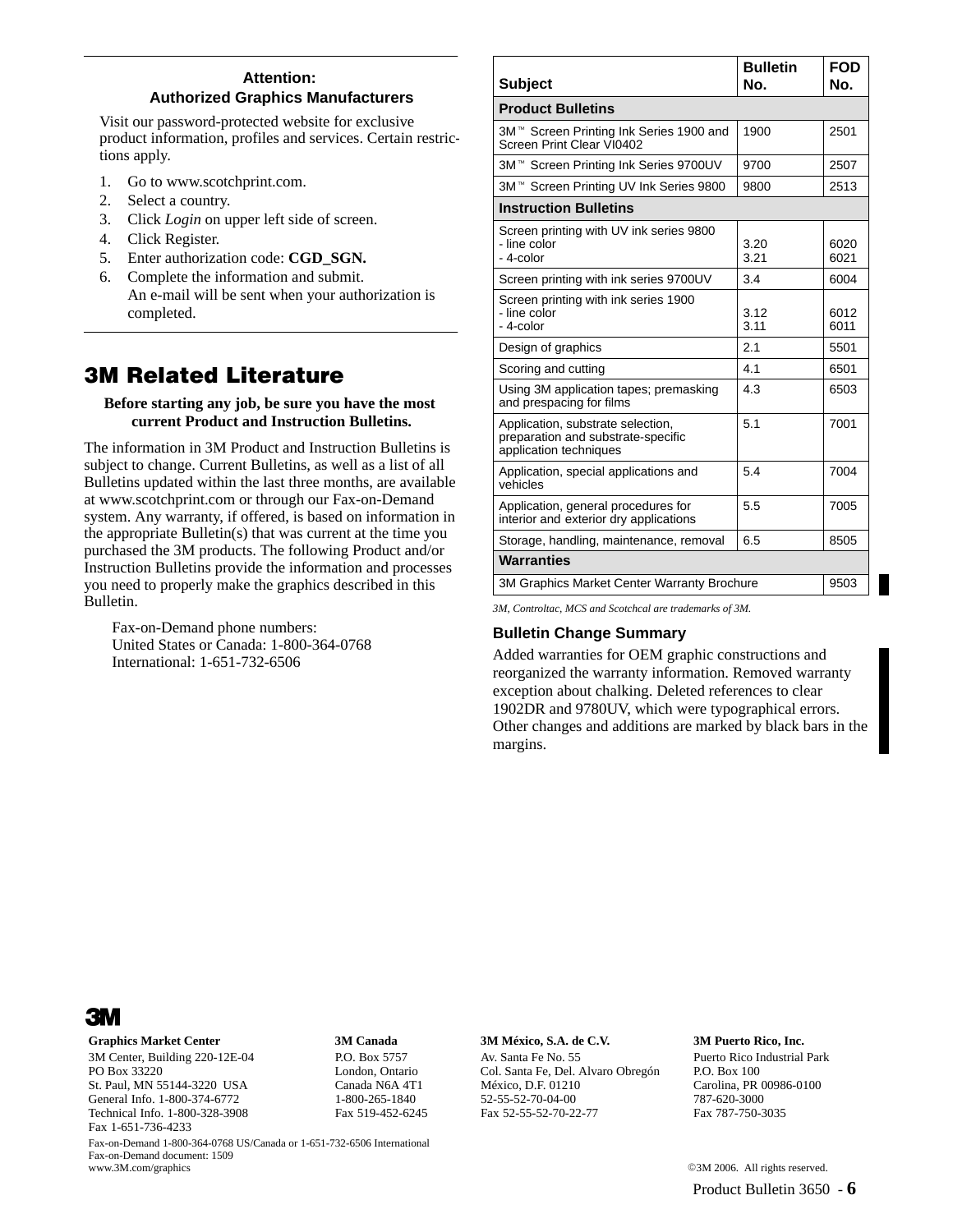**Attention:**
**Authorized Graphics Manufacturers**

Visit our password-protected website for exclusive product information, profiles and services. Certain restrictions apply.

1. Go to www.scotchprint.com.
2. Select a country.
3. Click *Login* on upper left side of screen.
4. Click Register.
5. Enter authorization code: **CGD_SGN.**
6. Complete the information and submit.
   An e-mail will be sent when your authorization is completed.

## 3M Related Literature

**Before starting any job, be sure you have the most current Product and Instruction Bulletins.**

The information in 3M Product and Instruction Bulletins is subject to change. Current Bulletins, as well as a list of all Bulletins updated within the last three months, are available at www.scotchprint.com or through our Fax-on-Demand system. Any warranty, if offered, is based on information in the appropriate Bulletin(s) that was current at the time you purchased the 3M products. The following Product and/or Instruction Bulletins provide the information and processes you need to properly make the graphics described in this Bulletin.

Fax-on-Demand phone numbers:
United States or Canada: 1-800-364-0768
International: 1-651-732-6506

| Subject | Bulletin No. | FOD No. |
|---|---|---|
| **Product Bulletins** | | |
| 3M™ Screen Printing Ink Series 1900 and Screen Print Clear VI0402 | 1900 | 2501 |
| 3M™ Screen Printing Ink Series 9700UV | 9700 | 2507 |
| 3M™ Screen Printing UV Ink Series 9800 | 9800 | 2513 |
| **Instruction Bulletins** | | |
| Screen printing with UV ink series 9800<br>- line color<br>- 4-color | 3.20<br>3.21 | 6020<br>6021 |
| Screen printing with ink series 9700UV | 3.4 | 6004 |
| Screen printing with ink series 1900<br>- line color<br>- 4-color | 3.12<br>3.11 | 6012<br>6011 |
| Design of graphics | 2.1 | 5501 |
| Scoring and cutting | 4.1 | 6501 |
| Using 3M application tapes; premasking and prespacing for films | 4.3 | 6503 |
| Application, substrate selection, preparation and substrate-specific application techniques | 5.1 | 7001 |
| Application, special applications and vehicles | 5.4 | 7004 |
| Application, general procedures for interior and exterior dry applications | 5.5 | 7005 |
| Storage, handling, maintenance, removal | 6.5 | 8505 |
| **Warranties** | | |
| 3M Graphics Market Center Warranty Brochure | | 9503 |

*3M, Controltac, MCS and Scotchcal are trademarks of 3M.*

### Bulletin Change Summary

Added warranties for OEM graphic constructions and reorganized the warranty information. Removed warranty exception about chalking. Deleted references to clear 1902DR and 9780UV, which were typographical errors. Other changes and additions are marked by black bars in the margins.

3M

**Graphics Market Center**
3M Center, Building 220-12E-04
PO Box 33220
St. Paul, MN 55144-3220 USA
General Info. 1-800-374-6772
Technical Info. 1-800-328-3908
Fax 1-651-736-4233

**3M Canada**
P.O. Box 5757
London, Ontario
Canada N6A 4T1
1-800-265-1840
Fax 519-452-6245

**3M México, S.A. de C.V.**
Av. Santa Fe No. 55
Col. Santa Fe, Del. Alvaro Obregón
México, D.F. 01210
52-55-52-70-04-00
Fax 52-55-52-70-22-77

**3M Puerto Rico, Inc.**
Puerto Rico Industrial Park
P.O. Box 100
Carolina, PR 00986-0100
787-620-3000
Fax 787-750-3035

Fax-on-Demand 1-800-364-0768 US/Canada or 1-651-732-6506 International
Fax-on-Demand document: 1509
www.3M.com/graphics

©3M 2006. All rights reserved.

Product Bulletin 3650 - 6